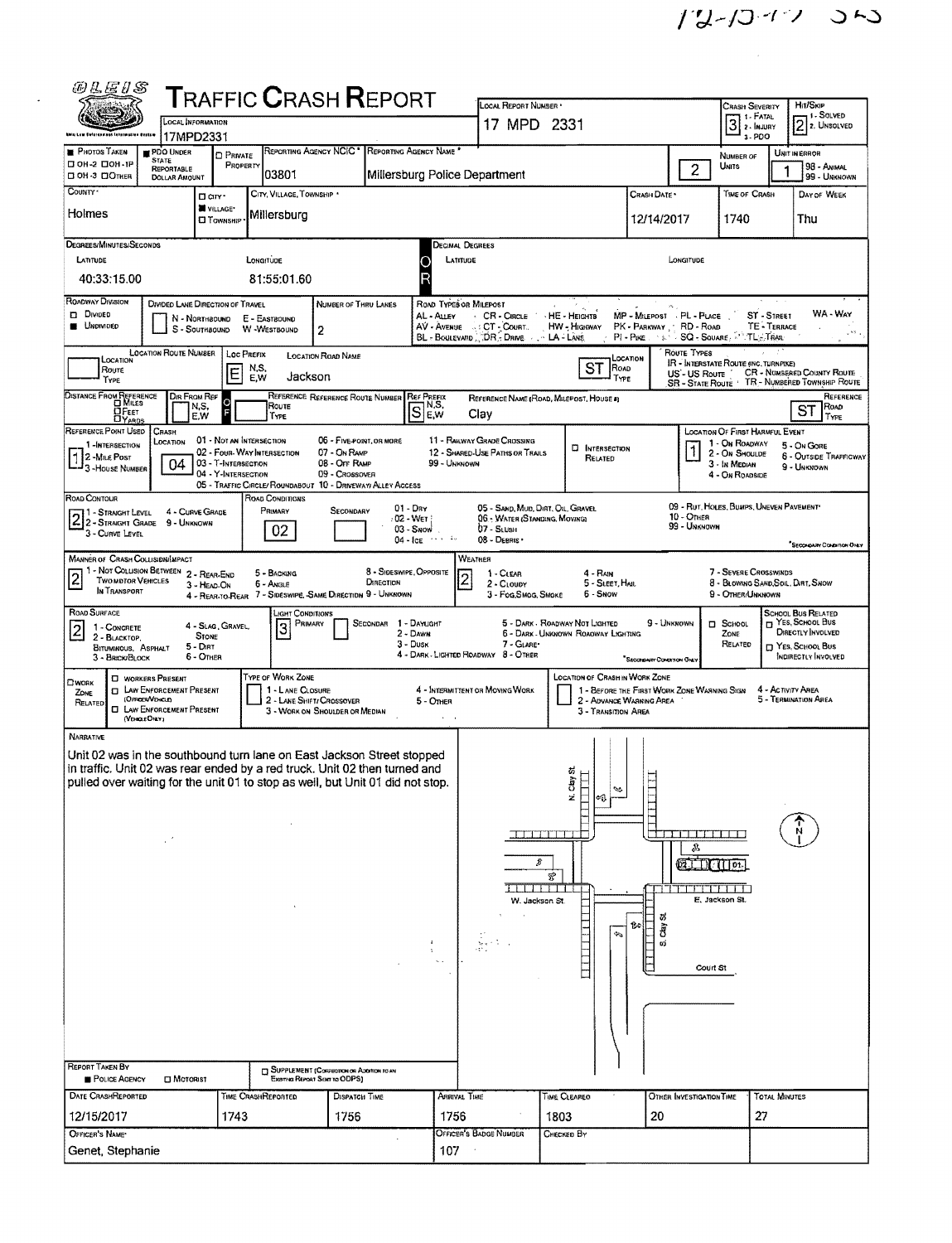12-15-17 SRS

# OLEIS TRAFFIC CRASH REPORT

| LOCAL INFORMATION | LOCAL REPORT NUMBER | CRASH SEVERITY | HIT/SKIP |
|---|---|---|---|
| 17MPD2331 | 17 MPD 2331 | 3 (1 - FATAL, 2 - INJURY, 3 - PDO) | 2 (1 - SOLVED, 2 - UNSOLVED) |

| PHOTOS TAKEN | PDO UNDER STATE REPORTABLE DOLLAR AMOUNT | PRIVATE PROPERTY | REPORTING AGENCY NCIC | REPORTING AGENCY NAME | NUMBER OF UNITS | UNIT IN ERROR |
|---|---|---|---|---|---|---|
| ☐ OH-2 ☐ OH-1P ☐ OH-3 ☐ OTHER | ■ | ☐ | 03801 | Millersburg Police Department | 2 | 1 (98 - ANIMAL, 99 - UNKNOWN) |

| COUNTY | CITY / VILLAGE / TOWNSHIP | CITY, VILLAGE, TOWNSHIP | CRASH DATE | TIME OF CRASH | DAY OF WEEK |
|---|---|---|---|---|---|
| Holmes | ■ VILLAGE | Millersburg | 12/14/2017 | 1740 | Thu |

DEGREES/MINUTES/SECONDS — LATITUDE: 40:33:15.00 LONGITUDE: 81:55:01.60

DECIMAL DEGREES — LATITUDE: LONGITUDE:

**ROADWAY DIVISION:** ☐ DIVIDED ■ UNDIVIDED

DIVIDED LANE DIRECTION OF TRAVEL: N - NORTHBOUND, E - EASTBOUND, S - SOUTHBOUND, W - WESTBOUND

NUMBER OF THRU LANES: 2

ROAD TYPES OR MILEPOST: AL - ALLEY, AV - AVENUE, BL - BOULEVARD, CR - CIRCLE, CT - COURT, DR - DRIVE, HE - HEIGHTS, HW - HIGHWAY, LA - LANE, MP - MILEPOST, PK - PARKWAY, PI - PIKE, PL - PLACE, RD - ROAD, SQ - SQUARE, ST - STREET, TE - TERRACE, TL - TRAIL, WA - WAY

LOCATION: LOC PREFIX: E | LOCATION ROAD NAME: Jackson | LOCATION ROAD TYPE: ST

ROUTE TYPES: IR - INTERSTATE ROUTE (INC. TURNPIKE), US - US ROUTE, SR - STATE ROUTE, CR - NUMBERED COUNTY ROUTE, TR - NUMBERED TOWNSHIP ROUTE

DISTANCE FROM REFERENCE: ☐ MILES ☐ FEET ☐ YARDS | DIR FROM REF: | REF PREFIX: S | REFERENCE NAME (ROAD, MILEPOST, HOUSE #): Clay | REFERENCE ROAD TYPE: ST

REFERENCE POINT USED: 1 (1 - INTERSECTION, 2 - MILE POST, 3 - HOUSE NUMBER)

CRASH LOCATION: 04
- 01 - NOT AN INTERSECTION
- 02 - FOUR-WAY INTERSECTION
- 03 - T-INTERSECTION
- 04 - Y-INTERSECTION
- 05 - TRAFFIC CIRCLE/ ROUNDABOUT
- 06 - FIVE-POINT, OR MORE
- 07 - ON RAMP
- 08 - OFF RAMP
- 09 - CROSSOVER
- 10 - DRIVEWAY/ ALLEY ACCESS
- 11 - RAILWAY GRADE CROSSING
- 12 - SHARED-USE PATHS OR TRAILS
- 99 - UNKNOWN

☐ INTERSECTION RELATED

LOCATION OF FIRST HARMFUL EVENT: 1 (1 - ON ROADWAY, 2 - ON SHOULDER, 3 - IN MEDIAN, 4 - ON ROADSIDE, 5 - ON GORE, 6 - OUTSIDE TRAFFICWAY, 9 - UNKNOWN)

ROAD CONTOUR: 2 (1 - STRAIGHT LEVEL, 2 - STRAIGHT GRADE, 3 - CURVE LEVEL, 4 - CURVE GRADE, 9 - UNKNOWN)

ROAD CONDITIONS: PRIMARY: 02 SECONDARY:
01 - DRY, 02 - WET, 03 - SNOW, 04 - ICE, 05 - SAND, MUD, DIRT, OIL, GRAVEL, 06 - WATER (STANDING, MOVING), 07 - SLUSH, 08 - DEBRIS, 09 - RUT, HOLES, BUMPS, UNEVEN PAVEMENT, 10 - OTHER, 99 - UNKNOWN

MANNER OF CRASH COLLISION/IMPACT: 2
1 - NOT COLLISION BETWEEN TWO MOTOR VEHICLES IN TRANSPORT, 2 - REAR-END, 3 - HEAD-ON, 4 - REAR-TO-REAR, 5 - BACKING, 6 - ANGLE, 7 - SIDESWIPE, SAME DIRECTION, 8 - SIDESWIPE, OPPOSITE DIRECTION, 9 - UNKNOWN

WEATHER: 2
1 - CLEAR, 2 - CLOUDY, 3 - FOG, SMOG, SMOKE, 4 - RAIN, 5 - SLEET, HAIL, 6 - SNOW, 7 - SEVERE CROSSWINDS, 8 - BLOWING SAND, SOIL, DIRT, SNOW, 9 - OTHER/UNKNOWN

ROAD SURFACE: 2
1 - CONCRETE, 2 - BLACKTOP, BITUMINOUS, ASPHALT, 3 - BRICK/BLOCK, 4 - SLAG, GRAVEL, STONE, 5 - DIRT, 6 - OTHER

LIGHT CONDITIONS: PRIMARY: 3 SECONDARY:
1 - DAYLIGHT, 2 - DAWN, 3 - DUSK, 4 - DARK - LIGHTED ROADWAY, 5 - DARK - ROADWAY NOT LIGHTED, 6 - DARK - UNKNOWN ROADWAY LIGHTING, 7 - GLARE, 8 - OTHER, 9 - UNKNOWN

☐ SCHOOL ZONE RELATED | SCHOOL BUS RELATED: ☐ YES, SCHOOL BUS DIRECTLY INVOLVED ☐ YES, SCHOOL BUS INDIRECTLY INVOLVED

☐ WORK ZONE RELATED: ☐ WORKERS PRESENT ☐ LAW ENFORCEMENT PRESENT (OFFICER/VEHICLE) ☐ LAW ENFORCEMENT PRESENT (VEHICLE ONLY)

TYPE OF WORK ZONE: 1 - LANE CLOSURE, 2 - LANE SHIFT/ CROSSOVER, 3 - WORK ON SHOULDER OR MEDIAN, 4 - INTERMITTENT OR MOVING WORK, 5 - OTHER

LOCATION OF CRASH IN WORK ZONE: 1 - BEFORE THE FIRST WORK ZONE WARNING SIGN, 2 - ADVANCE WARNING AREA, 3 - TRANSITION AREA, 4 - ACTIVITY AREA, 5 - TERMINATION AREA

## NARRATIVE

Unit 02 was in the southbound turn lane on East Jackson Street stopped in traffic. Unit 02 was rear ended by a red truck. Unit 02 then turned and pulled over waiting for the unit 01 to stop as well, but Unit 01 did not stop.

(Diagram labels: N. Clay St, W. Jackson St, E. Jackson St, S. Clay St, Court St, 02, 01, N)

REPORT TAKEN BY: ■ POLICE AGENCY ☐ MOTORIST | ☐ SUPPLEMENT (CORRECTION OR ADDITION TO AN EXISTING REPORT SENT TO ODPS)

| DATE CRASH REPORTED | TIME CRASH REPORTED | DISPATCH TIME | ARRIVAL TIME | TIME CLEARED | OTHER INVESTIGATION TIME | TOTAL MINUTES |
|---|---|---|---|---|---|---|
| 12/15/2017 | 1743 | 1756 | 1756 | 1803 | 20 | 27 |

| OFFICER'S NAME | OFFICER'S BADGE NUMBER | CHECKED BY |
|---|---|---|
| Genet, Stephanie | 107 | |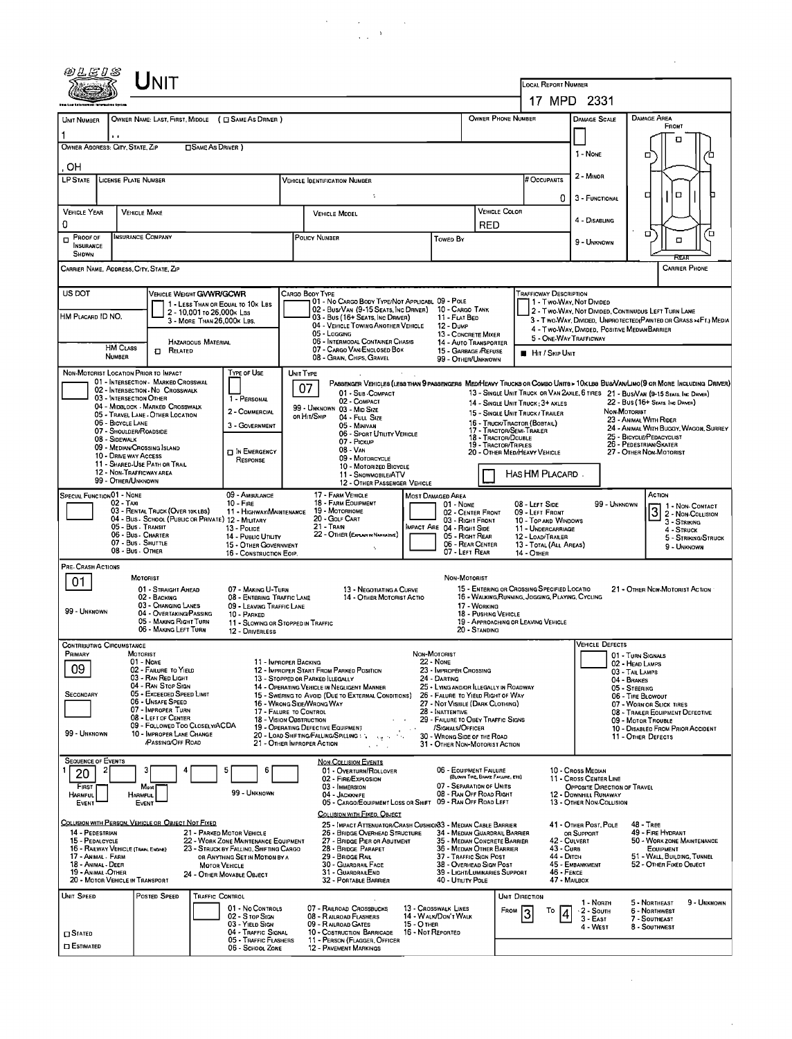# UNIT

**LOCAL REPORT NUMBER:** 17 MPD 2331

| UNIT NUMBER | OWNER NAME: LAST, FIRST, MIDDLE ( ☐ SAME AS DRIVER ) | OWNER PHONE NUMBER | DAMAGE SCALE | DAMAGE AREA |
|---|---|---|---|---|
| 1 | , , | | | FRONT |

OWNER ADDRESS: CITY, STATE, ZIP ☐ SAME AS DRIVER )

, OH

| LP STATE | LICENSE PLATE NUMBER | VEHICLE IDENTIFICATION NUMBER | # OCCUPANTS |
|---|---|---|---|
| | | | 0 |

| VEHICLE YEAR | VEHICLE MAKE | VEHICLE MODEL | VEHICLE COLOR |
|---|---|---|---|
| 0 | | | RED |

| ☐ PROOF OF INSURANCE SHOWN | INSURANCE COMPANY | POLICY NUMBER | TOWED BY |
|---|---|---|---|
| | | | |

Damage Scale: 1 - NONE; 2 - MINOR; 3 - FUNCTIONAL; 4 - DISABLING; 9 - UNKNOWN

CARRIER NAME, ADDRESS, CITY, STATE, ZIP — CARRIER PHONE

US DOT — VEHICLE WEIGHT GVWR/GCWR: 1 - LESS THAN OR EQUAL TO 10K LBS; 2 - 10,001 TO 26,000K LBS; 3 - MORE THAN 26,000K LBS.

HM PLACARD ID NO. — HM CLASS NUMBER — ☐ HAZARDOUS MATERIAL RELATED

CARGO BODY TYPE: 01 - NO CARGO BODY TYPE/NOT APPLICABLE; 02 - BUS/VAN (9-15 SEATS, INC DRIVER); 03 - BUS (16+ SEATS, INC DRIVER); 04 - VEHICLE TOWING ANOTHER VEHICLE; 05 - LOGGING; 06 - INTERMODAL CONTAINER CHASIS; 07 - CARGO VAN/ENCLOSED BOX; 08 - GRAIN, CHIPS, GRAVEL; 09 - POLE; 10 - CARGO TANK; 11 - FLAT BED; 12 - DUMP; 13 - CONCRETE MIXER; 14 - AUTO TRANSPORTER; 15 - GARBAGE/REFUSE; 99 - OTHER/UNKNOWN

TRAFFICWAY DESCRIPTION: 1 - TWO-WAY, NOT DIVIDED; 2 - TWO-WAY, NOT DIVIDED, CONTINUOUS LEFT TURN LANE; 3 - TWO-WAY, DIVIDED, UNPROTECTED (PAINTED OR GRASS >4FT.) MEDIA; 4 - TWO-WAY, DIVIDED, POSITIVE MEDIAN BARRIER; 5 - ONE-WAY TRAFFICWAY; ■ HIT / SKIP UNIT

NON-MOTORIST LOCATION PRIOR TO IMPACT: 01 - INTERSECTION - MARKED CROSSWAL; 02 - INTERSECTION - NO CROSSWALK; 03 - INTERSECTION OTHER; 04 - MIDBLOCK - MARKED CROSSWALK; 05 - TRAVEL LANE - OTHER LOCATION; 06 - BICYCLE LANE; 07 - SHOULDER/ROADSIDE; 08 - SIDEWALK; 09 - MEDIAN/CROSSING ISLAND; 10 - DRIVE WAY ACCESS; 11 - SHARED-USE PATH OR TRAIL; 12 - NON-TRAFFICWAY AREA; 99 - OTHER/UNKNOWN

TYPE OF USE: 1 - PERSONAL; 2 - COMMERCIAL; 3 - GOVERNMENT; ☐ IN EMERGENCY RESPONSE

UNIT TYPE: **07**

PASSENGER VEHICLES (LESS THAN 9 PASSENGERS MED/HEAVY TRUCKS OR COMBO UNITS > 10K LBS BUS/VAN/LIMO (9 OR MORE INCLUDING DRIVER): 01 - SUB-COMPACT; 02 - COMPACT; 99 - UNKNOWN 03 - MID SIZE OR HIT/SKIP; 04 - FULL SIZE; 05 - MINIVAN; 06 - SPORT UTILITY VEHICLE; 07 - PICKUP; 08 - VAN; 09 - MOTORCYCLE; 10 - MOTORIZED BICYCLE; 11 - SNOWMOBILE/ATV; 12 - OTHER PASSENGER VEHICLE; 13 - SINGLE UNIT TRUCK OR VAN 2AXLE, 6 TIRES; 14 - SINGLE UNIT TRUCK; 3+ AXLES; 15 - SINGLE UNIT TRUCK / TRAILER; 16 - TRUCK/TRACTOR (BOBTAIL); 17 - TRACTOR/SEMI-TRAILER; 18 - TRACTOR/DOUBLE; 19 - TRACTOR/TRIPLES; 20 - OTHER MED/HEAVY VEHICLE; 21 - BUS/VAN (9-15 SEATS, INC DRIVER); 22 - BUS (16+ SEATS, INC DRIVER); NON-MOTORIST: 23 - ANIMAL WITH RIDER; 24 - ANIMAL WITH BUGGY, WAGON, SURREY; 25 - BICYCLE/PEDACYCLIST; 26 - PEDESTRIAN/SKATER; 27 - OTHER NON-MOTORIST; ☐ HAS HM PLACARD

SPECIAL FUNCTION: 01 - NONE; 02 - TAXI; 03 - RENTAL TRUCK (OVER 10K LBS); 04 - BUS - SCHOOL (PUBLIC OR PRIVATE); 05 - BUS - TRANSIT; 06 - BUS - CHARTER; 07 - BUS - SHUTTLE; 08 - BUS - OTHER; 09 - AMBULANCE; 10 - FIRE; 11 - HIGHWAY/MAINTENANCE; 12 - MILITARY; 13 - POLICE; 14 - PUBLIC UTILITY; 15 - OTHER GOVERNMENT; 16 - CONSTRUCTION EQIP.; 17 - FARM VEHICLE; 18 - FARM EQUIPMENT; 19 - MOTORHOME; 20 - GOLF CART; 21 - TRAIN; 22 - OTHER (EXPLAIN IN NARRATIVE)

MOST DAMAGED AREA: 01 - NONE; 02 - CENTER FRONT; 03 - RIGHT FRONT; IMPACT ARE 04 - RIGHT SIDE; 05 - RIGHT REAR; 06 - REAR CENTER; 07 - LEFT REAR; 08 - LEFT SIDE; 09 - LEFT FRONT; 10 - TOP AND WINDOWS; 11 - UNDERCARRIAGE; 12 - LOAD/TRAILER; 13 - TOTAL (ALL AREAS); 14 - OTHER; 99 - UNKNOWN

ACTION: **3** — 1 - NON-CONTACT; 2 - NON-COLLISION; 3 - STRIKING; 4 - STRUCK; 5 - STRIKING/STRUCK; 9 - UNKNOWN

PRE-CRASH ACTIONS: **01**

MOTORIST: 01 - STRAIGHT AHEAD; 02 - BACKING; 03 - CHANGING LANES; 04 - OVERTAKING/PASSING; 05 - MAKING RIGHT TURN; 06 - MAKING LEFT TURN; 07 - MAKING U-TURN; 08 - ENTERING TRAFFIC LANE; 09 - LEAVING TRAFFIC LANE; 10 - PARKED; 11 - SLOWING OR STOPPED IN TRAFFIC; 12 - DRIVERLESS; 13 - NEGOTIATING A CURVE; 14 - OTHER MOTORIST ACTIO; 99 - UNKNOWN

NON-MOTORIST: 15 - ENTERING OR CROSSING SPECIFIED LOCATIO; 16 - WALKING, RUNNING, JOGGING, PLAYING, CYCLING; 17 - WORKING; 18 - PUSHING VEHICLE; 19 - APPROACHING OR LEAVING VEHICLE; 20 - STANDING; 21 - OTHER NON-MOTORIST ACTION

CONTRIBUTING CIRCUMSTANCE: PRIMARY **09**; SECONDARY; 99 - UNKNOWN

MOTORIST: 01 - NONE; 02 - FAILURE TO YIELD; 03 - RAN RED LIGHT; 04 - RAN STOP SIGN; 05 - EXCEEDED SPEED LIMIT; 06 - UNSAFE SPEED; 07 - IMPROPER TURN; 08 - LEFT OF CENTER; 09 - FOLLOWED TOO CLOSELY/ACDA; 10 - IMPROPER LANE CHANGE /PASSING/OFF ROAD; 11 - IMPROPER BACKING; 12 - IMPROPER START FROM PARKED POSITION; 13 - STOPPED OR PARKED ILLEGALLY; 14 - OPERATING VEHICLE IN NEGLIGENT MANNER; 15 - SWERING TO AVOID (DUE TO EXTERNAL CONDITIONS); 16 - WRONG SIDE/WRONG WAY; 17 - FALURE TO CONTROL; 18 - VISION OBSTRUCTION; 19 - OPERATING DEFECTIVE EQUIPMENT; 20 - LOAD SHIFTING/FALLING/SPILLING; 21 - OTHER IMPROPER ACTION

NON-MOTORIST: 22 - NONE; 23 - IMPROPER CROSSING; 24 - DARTING; 25 - LYING AND/OR ILLEGALLY IN ROADWAY; 26 - FALURE TO YIELD RIGHT OF WAY; 27 - NOT VISIBLE (DARK CLOTHING); 28 - INATTENTIVE; 29 - FAILURE TO OBEY TRAFFIC SIGNS /SIGNALS/OFFICER; 30 - WRONG SIDE OF THE ROAD; 31 - OTHER NON-MOTORIST ACTION

VEHICLE DEFECTS: 01 - TURN SIGNALS; 02 - HEAD LAMPS; 03 - TAIL LAMPS; 04 - BRAKES; 05 - STEERING; 06 - TIRE BLOWOUT; 07 - WORN OR SLICK TIRES; 08 - TRAILER EQUIPMENT DEFECTIVE; 09 - MOTOR TROUBLE; 10 - DISABLED FROM PRIOR ACCIDENT; 11 - OTHER DEFECTS

SEQUENCE OF EVENTS: 1: **20**; 2; 3; 4; 5; 6 — FIRST HARMFUL EVENT; MOST HARMFUL EVENT; 99 - UNKNOWN

NON-COLLISION EVENTS: 01 - OVERTURN/ROLLOVER; 02 - FIRE/EXPLOSION; 03 - IMMERSION; 04 - JACKKNIFE; 05 - CARGO/EQUIPMENT LOSS OR SHIFT; 06 - EQUIPMENT FAILURE (BLOWN TIRE, BRAKE FAILURE, ETC); 07 - SEPARATION OF UNITS; 08 - RAN OFF ROAD RIGHT; 09 - RAN OFF ROAD LEFT; 10 - CROSS MEDIAN; 11 - CROSS CENTER LINE OPPOSITE DIRECTION OF TRAVEL; 12 - DOWNHILL RUNAWAY; 13 - OTHER NON-COLLISION

COLLISION WITH PERSON, VEHICLE OR OBJECT NOT FIXED: 14 - PEDESTRIAN; 15 - PEDALCYCLE; 16 - RAILWAY VEHICLE (TRAIN, ENGINE); 17 - ANIMAL - FARM; 18 - ANIMAL - DEER; 19 - ANIMAL - OTHER; 20 - MOTOR VEHICLE IN TRANSPORT; 21 - PARKED MOTOR VEHICLE; 22 - WORK ZONE MAINTENANCE EQUIPMENT; 23 - STRUCK BY FALLING, SHIFTING CARGO OR ANYTHING SET IN MOTION BY A MOTOR VEHICLE; 24 - OTHER MOVABLE OBJECT

COLLISION WITH FIXED, OBJECT: 25 - IMPACT ATTENUATOR/CRASH CUSHION; 26 - BRIDGE OVERHEAD STRUCTURE; 27 - BRIDGE PIER OR ABUTMENT; 28 - BRIDGE PARAPET; 29 - BRIDGE RAIL; 30 - GUARDRAIL FACE; 31 - GUARDRAIL END; 32 - PORTABLE BARRIER; 33 - MEDIAN CABLE BARRIER; 34 - MEDIAN GUARDRAIL BARRIER; 35 - MEDIAN CONCRETE BARRIER; 36 - MEDIAN OTHER BARRIER; 37 - TRAFFIC SIGN POST; 38 - OVERHEAD SIGN POST; 39 - LIGHT/LUMINARIES SUPPORT; 40 - UTILITY POLE; 41 - OTHER POST, POLE OR SUPPORT; 42 - CULVERT; 43 - CURB; 44 - DITCH; 45 - EMBANKMENT; 46 - FENCE; 47 - MAILBOX; 48 - TREE; 49 - FIRE HYDRANT; 50 - WORK ZONE MAINTENANCE EQUIPMENT; 51 - WALL, BUILDING, TUNNEL; 52 - OTHER FIXED OBJECT

UNIT SPEED — POSTED SPEED — TRAFFIC CONTROL: 01 - NO CONTROLS; 02 - STOP SIGN; 03 - YIELD SIGN; 04 - TRAFFIC SIGNAL; 05 - TRAFFIC FLASHERS; 06 - SCHOOL ZONE; 07 - RAILROAD CROSSBUCKS; 08 - RAILROAD FLASHERS; 09 - RAILROAD GATES; 10 - COSTRUCTION BARRICADE; 11 - PERSON (FLAGGER, OFFICER); 12 - PAVEMENT MARKINGS; 13 - CROSSWALK LINES; 14 - WALK/DON'T WALK; 15 - OTHER; 16 - NOT REPORTED

☐ STATED ☐ ESTIMATED

UNIT DIRECTION: FROM **3** TO **4** — 1 - NORTH; 2 - SOUTH; 3 - EAST; 4 - WEST; 5 - NORTHEAST; 6 - NORTHWEST; 7 - SOUTHEAST; 8 - SOUTHWEST; 9 - UNKNOWN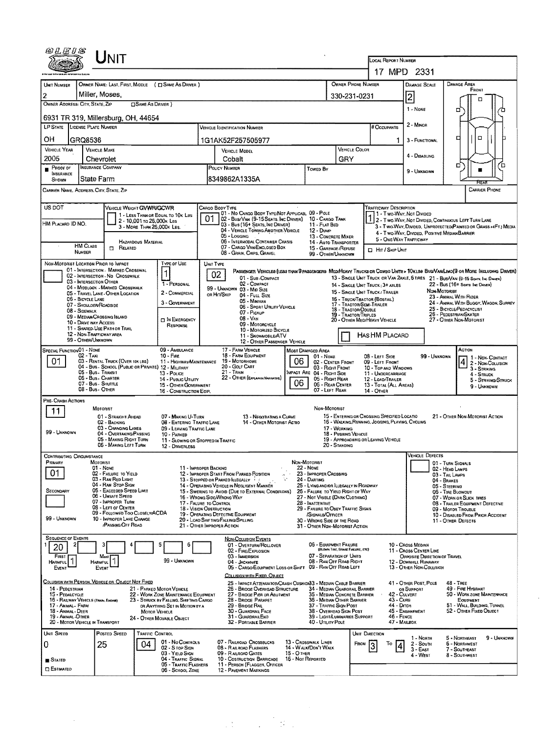# Unit

**Local Report Number:** 17 MPD 2331

| Unit Number | Owner Name: Last, First, Middle ( ☐ Same As Driver ) | Owner Phone Number | Damage Scale | Damage Area |
|---|---|---|---|---|
| 2 | Miller, Moses, | 330-231-0231 | 2 | Front |

**Owner Address: City, State, Zip** ☐ Same As Driver )
6931 TR 319, Millersburg, OH, 44654

Damage Scale: 1 - None; 2 - Minor; 3 - Functional; 4 - Disabling; 9 - Unknown

| LP State | License Plate Number | Vehicle Identification Number | # Occupants |
|---|---|---|---|
| OH | GRQ8536 | 1G1AK52F257505977 | 1 |

| Vehicle Year | Vehicle Make | Vehicle Model | Vehicle Color |
|---|---|---|---|
| 2005 | Chevrolet | Cobalt | GRY |

| ■ Proof of Insurance Shown | Insurance Company | Policy Number | Towed By |
|---|---|---|---|
| | State Farm | 8349862A1335A | |

**Carrier Name, Address, City, State, Zip** | **Carrier Phone**

**US DOT**

**Vehicle Weight GVWR/GCWR:** 1 - Less Than or Equal to 10k Lbs; 2 - 10,001 to 26,000k Lbs; 3 - More Than 26,000k Lbs.

**HM Placard ID No.** | **HM Class Number** | ☐ Related | Hazardous Material

**Cargo Body Type:** 01
01 - No Cargo Body Type/Not Applicable; 02 - Bus/Van (9-15 Seats, Inc Driver); 03 - Bus (16+ Seats, Inc Driver); 04 - Vehicle Towing Another Vehicle; 05 - Logging; 06 - Intermodal Container Chassis; 07 - Cargo Van/Enclosed Box; 08 - Grain, Chips, Gravel; 09 - Pole; 10 - Cargo Tank; 11 - Flat Bed; 12 - Dump; 13 - Concrete Mixer; 14 - Auto Transporter; 15 - Garbage/Refuse; 99 - Other/Unknown

**Trafficway Description:** 1
1 - Two-Way, Not Divided; 2 - Two-Way, Not Divided, Continuous Left Turn Lane; 3 - Two-Way, Divided, Unprotected(Painted or Grass >4Ft.) Media; 4 - Two-Way, Divided, Positive Median Barrier; 5 - One-Way Trafficway
☐ Hit / Skip Unit

**Non-Motorist Location Prior to Impact:**
01 - Intersection - Marked Crosswalk; 02 - Intersection - No Crosswalk; 03 - Intersection Other; 04 - Midblock - Marked Crosswalk; 05 - Travel Lane - Other Location; 06 - Bicycle Lane; 07 - Shoulder/Roadside; 08 - Sidewalk; 09 - Median/Crossing Island; 10 - Drive Way Access; 11 - Shared-Use Path or Trail; 12 - Non-Trafficway Area; 99 - Other/Unknown

**Type of Use:** 1
1 - Personal; 2 - Commercial; 3 - Government; ☐ In Emergency Response

**Unit Type:** 02
Passenger Vehicles (Less than 9 passengers): 01 - Sub-Compact; 02 - Compact; 99 - Unknown 03 - Mid Size; or Hit/Skip 04 - Full Size; 05 - Minivan; 06 - Sport Utility Vehicle; 07 - Pickup; 08 - Van; 09 - Motorcycle; 10 - Motorized Bicycle; 11 - Snowmobile/ATV; 12 - Other Passenger Vehicle
Med/Heavy Trucks or Combo Units > 10k lbs: 13 - Single Unit Truck or Van 2axle, 6 Tires; 14 - Single Unit Truck; 3+ Axles; 15 - Single Unit Truck / Trailer; 16 - Truck/Tractor (Bobtail); 17 - Tractor/Semi-Trailer; 18 - Tractor/Double; 19 - Tractor/Triples; 20 - Other Med/Heavy Vehicle
Bus/Van/Limo (9 or More Including Driver): 21 - Bus/Van (9-15 Seats, Inc Driver); 22 - Bus (16+ Seats, Inc Driver)
Non-Motorist: 23 - Animal With Rider; 24 - Animal With Buggy, Wagon, Surrey; 25 - Bicycle/Pedacyclist; 26 - Pedestrian/Skater; 27 - Other Non-Motorist
☐ Has HM Placard

**Special Function:** 01
01 - None; 02 - Taxi; 03 - Rental Truck (Over 10k lbs); 04 - Bus - School (Public or Private); 05 - Bus - Transit; 06 - Bus - Charter; 07 - Bus - Shuttle; 08 - Bus - Other; 09 - Ambulance; 10 - Fire; 11 - Highway/Maintenance; 12 - Military; 13 - Police; 14 - Public Utility; 15 - Other Government; 16 - Construction Eqip.; 17 - Farm Vehicle; 18 - Farm Equipment; 19 - Motorhome; 20 - Golf Cart; 21 - Train; 22 - Other (Explain in Narrative)

**Most Damaged Area:** 06
**Impact Area:** 06
01 - None; 02 - Center Front; 03 - Right Front; 04 - Right Side; 05 - Right Rear; 06 - Rear Center; 07 - Left Rear; 08 - Left Side; 09 - Left Front; 10 - Top and Windows; 11 - Undercarriage; 12 - Load/Trailer; 13 - Total (All Areas); 14 - Other; 99 - Unknown

**Action:** 4
1 - Non-Contact; 2 - Non-Collision; 3 - Striking; 4 - Struck; 5 - Striking/Struck; 9 - Unknown

**Pre-Crash Actions:** 11
Motorist: 01 - Straight Ahead; 02 - Backing; 03 - Changing Lanes; 04 - Overtaking/Passing; 05 - Making Right Turn; 06 - Making Left Turn; 07 - Making U-Turn; 08 - Entering Traffic Lane; 09 - Leaving Traffic Lane; 10 - Parked; 11 - Slowing or Stopped in Traffic; 12 - Driverless; 13 - Negotiating a Curve; 14 - Other Motorist Actio; 99 - Unknown
Non-Motorist: 15 - Entering or Crossing Specified Locatio; 16 - Walking, Running, Jogging, Playing, Cycling; 17 - Working; 18 - Pushing Vehicle; 19 - Approaching or Leaving Vehicle; 20 - Standing; 21 - Other Non-Motorist Action

**Contributing Circumstance**
Primary: 01
Secondary:
Motorist: 01 - None; 02 - Failure to Yield; 03 - Ran Red Light; 04 - Ran Stop Sign; 05 - Exceeded Speed Limit; 06 - Unsafe Speed; 07 - Improper Turn; 08 - Left of Center; 09 - Followed Too Closely/ACDA; 10 - Improper Lane Change /Passing/Off Road; 11 - Improper Backing; 12 - Improper Start From Parked Position; 13 - Stopped or Parked Illegally; 14 - Operating Vehicle in Negligent Manner; 15 - Swering to Avoid (Due to External Conditions); 16 - Wrong Side/Wrong Way; 17 - Falure to Control; 18 - Vision Obstruction; 19 - Operating Defective Equipment; 20 - Load Shifting/Falling/Spilling; 21 - Other Improper Action; 99 - Unknown
Non-Motorist: 22 - None; 23 - Improper Crossing; 24 - Darting; 25 - Lying and/or Illegally in Roadway; 26 - Falure to Yield Right of Way; 27 - Not Visible (Dark Clothing); 28 - Inattentive; 29 - Failure to Obey Traffic Signs /Signals/Officer; 30 - Wrong Side of the Road; 31 - Other Non-Motorist Action

**Vehicle Defects:** 01 - Turn Signals; 02 - Head Lamps; 03 - Tail Lamps; 04 - Brakes; 05 - Steering; 06 - Tire Blowout; 07 - Worn or Slick Tires; 08 - Trailer Equipment Defective; 09 - Motor Trouble; 10 - Disabled From Prior Accident; 11 - Other Defects

**Sequence of Events**

| 1 | 2 | 3 | 4 | 5 | 6 |
|---|---|---|---|---|---|
| 20 | | | | | |

First Harmful Event: 1 | Most Harmful Event: 1 | 99 - Unknown

Non-Collision Events: 01 - Overturn/Rollover; 02 - Fire/Explosion; 03 - Immersion; 04 - Jackknife; 05 - Cargo/Equipment Loss or Shift; 06 - Equipment Failure (Blown Tire, Brake Failure, etc); 07 - Separation of Units; 08 - Ran Off Road Right; 09 - Ran Off Road Left; 10 - Cross Median; 11 - Cross Center Line Opposite Direction of Travel; 12 - Downhill Runaway; 13 - Other Non-Collision

Collision with Person, Vehicle or Object Not Fixed: 14 - Pedestrian; 15 - Pedalcycle; 16 - Railway Vehicle (Train, Engine); 17 - Animal - Farm; 18 - Animal - Deer; 19 - Animal - Other; 20 - Motor Vehicle in Transport; 21 - Parked Motor Vehicle; 22 - Work Zone Maintenance Equipment; 23 - Struck by Falling, Shifting Cargo or Anything Set in Motion by a Motor Vehicle; 24 - Other Movable Object

Collision with Fixed, Object: 25 - Impact Attenuator/Crash Cushion; 26 - Bridge Overhead Structure; 27 - Bridge Pier or Abutment; 28 - Bridge Parapet; 29 - Bridge Rail; 30 - Guardrail Face; 31 - Guardrail End; 32 - Portable Barrier; 33 - Median Cable Barrier; 34 - Median Guardrail Barrier; 35 - Median Concrete Barrier; 36 - Median Other Barrier; 37 - Traffic Sign Post; 38 - Overhead Sign Post; 39 - Light/Luminaries Support; 40 - Utility Pole; 41 - Other Post, Pole or Support; 42 - Culvert; 43 - Curb; 44 - Ditch; 45 - Embankment; 46 - Fence; 47 - Mailbox; 48 - Tree; 49 - Fire Hydrant; 50 - Work Zone Maintenance Equipment; 51 - Wall, Building, Tunnel; 52 - Other Fixed Object

| Unit Speed | Posted Speed | Traffic Control | Unit Direction |
|---|---|---|---|
| 0 | 25 | 04 | From 3 To 4 |

■ Stated ☐ Estimated

Traffic Control: 01 - No Controls; 02 - Stop Sign; 03 - Yield Sign; 04 - Traffic Signal; 05 - Traffic Flashers; 06 - School Zone; 07 - Railroad Crossbucks; 08 - Railroad Flashers; 09 - Railroad Gates; 10 - Costruction Barricade; 11 - Person (Flagger, Officer; 12 - Pavement Markings; 13 - Crosswalk Lines; 14 - Walk/Don't Walk; 15 - Other; 16 - Not Reported

Unit Direction: 1 - North; 2 - South; 3 - East; 4 - West; 5 - Northeast; 6 - Northwest; 7 - Southeast; 8 - Southwest; 9 - Unknown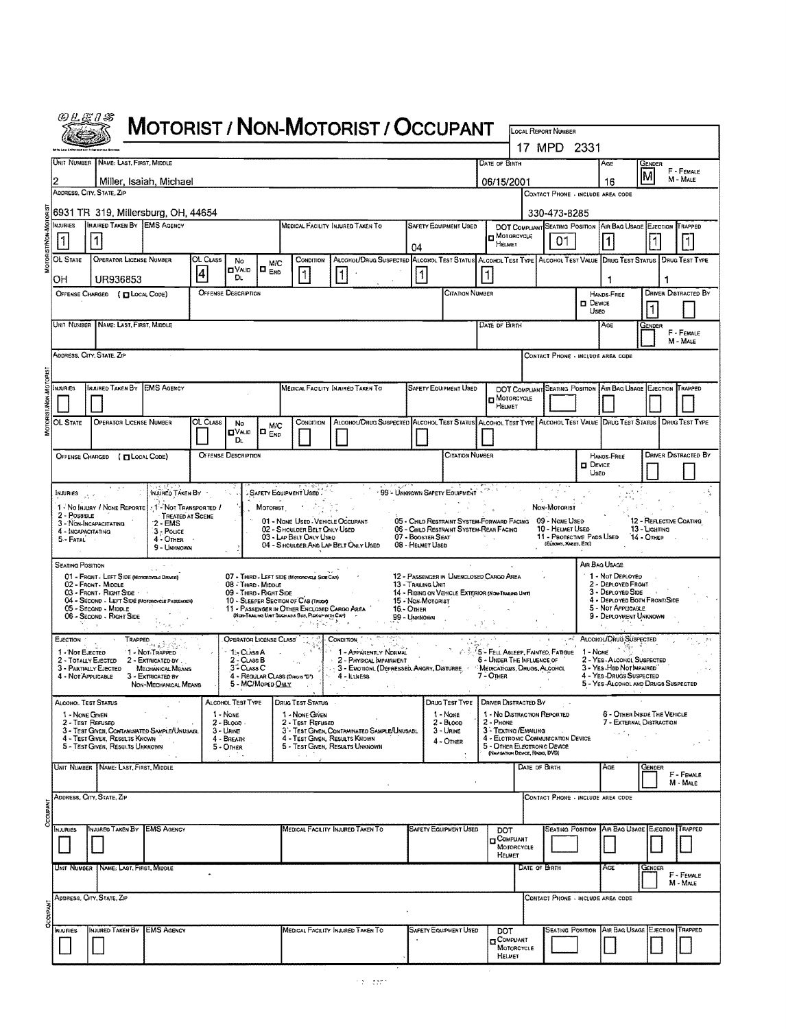# MOTORIST / NON-MOTORIST / OCCUPANT

OLEIS — Ohio Law Enforcement Information System

LOCAL REPORT NUMBER: 17 MPD 2331

## MOTORIST/NON-MOTORIST

| UNIT NUMBER | NAME: LAST, FIRST, MIDDLE | DATE OF BIRTH | AGE | GENDER (F - FEMALE, M - MALE) |
|---|---|---|---|---|
| 2 | Miller, Isaiah, Michael | 06/15/2001 | 16 | M |

| ADDRESS, CITY, STATE, ZIP | CONTACT PHONE - INCLUDE AREA CODE |
|---|---|
| 6931 TR 319, Millersburg, OH, 44654 | 330-473-8285 |

| INJURIES | INJURED TAKEN BY | EMS AGENCY | MEDICAL FACILITY INJURED TAKEN TO | SAFETY EQUIPMENT USED | DOT COMPLIANT MOTORCYCLE HELMET | SEATING POSITION | AIR BAG USAGE | EJECTION | TRAPPED |
|---|---|---|---|---|---|---|---|---|---|
| 1 | 1 | | | 04 | | 01 | 1 | 1 | 1 |

| OL STATE | OPERATOR LICENSE NUMBER | OL CLASS | NO VALID DL | M/C END | CONDITION | ALCOHOL/DRUG SUSPECTED | ALCOHOL TEST STATUS | ALCOHOL TEST TYPE | ALCOHOL TEST VALUE | DRUG TEST STATUS | DRUG TEST TYPE |
|---|---|---|---|---|---|---|---|---|---|---|---|
| OH | UR936853 | 4 | | | 1 | 1 | 1 | 1 | | 1 | 1 |

| OFFENSE CHARGED ( LOCAL CODE) | OFFENSE DESCRIPTION | CITATION NUMBER | HANDS-FREE DEVICE USED | DRIVER DISTRACTED BY |
|---|---|---|---|---|
| | | | | 1 |

## MOTORIST/NON-MOTORIST

| UNIT NUMBER | NAME: LAST, FIRST, MIDDLE | DATE OF BIRTH | AGE | GENDER (F - FEMALE, M - MALE) |
|---|---|---|---|---|
| | | | | |

| ADDRESS, CITY, STATE, ZIP | CONTACT PHONE - INCLUDE AREA CODE |
|---|---|
| | |

| INJURIES | INJURED TAKEN BY | EMS AGENCY | MEDICAL FACILITY INJURED TAKEN TO | SAFETY EQUIPMENT USED | DOT COMPLIANT MOTORCYCLE HELMET | SEATING POSITION | AIR BAG USAGE | EJECTION | TRAPPED |
|---|---|---|---|---|---|---|---|---|---|
| | | | | | | | | | |

| OL STATE | OPERATOR LICENSE NUMBER | OL CLASS | NO VALID DL | M/C END | CONDITION | ALCOHOL/DRUG SUSPECTED | ALCOHOL TEST STATUS | ALCOHOL TEST TYPE | ALCOHOL TEST VALUE | DRUG TEST STATUS | DRUG TEST TYPE |
|---|---|---|---|---|---|---|---|---|---|---|---|
| | | | | | | | | | | | |

| OFFENSE CHARGED ( LOCAL CODE) | OFFENSE DESCRIPTION | CITATION NUMBER | HANDS-FREE DEVICE USED | DRIVER DISTRACTED BY |
|---|---|---|---|---|
| | | | | |

## Codes

**INJURIES**
1 - No Injury / None Reported
2 - Possible
3 - Non-Incapacitating
4 - Incapacitating
5 - Fatal

**INJURED TAKEN BY**
1 - Not Transported / Treated at Scene
2 - EMS
3 - Police
4 - Other
9 - Unknown

**SAFETY EQUIPMENT USED** — 99 - Unknown Safety Equipment

MOTORIST:
01 - None Used - Vehicle Occupant
02 - Shoulder Belt Only Used
03 - Lap Belt Only Used
04 - Shoulder and Lap Belt Only Used
05 - Child Restraint System-Forward Facing
06 - Child Restraint System-Rear Facing
07 - Booster Seat
08 - Helmet Used

NON-MOTORIST:
09 - None Used
10 - Helmet Used
11 - Protective Pads Used (Elbows, Knees, Etc)
12 - Reflective Coating
13 - Lighting
14 - Other

**SEATING POSITION**
01 - Front - Left Side (Motorcycle Driver)
02 - Front - Middle
03 - Front - Right Side
04 - Second - Left Side (Motorcycle Passenger)
05 - Second - Middle
06 - Second - Right Side
07 - Third - Left Side (Motorcycle Side Car)
08 - Third - Middle
09 - Third - Right Side
10 - Sleeper Section of Cab (Truck)
11 - Passenger in Other Enclosed Cargo Area (Non-Trailing Unit Such as a Bus, Pickup with Cap)
12 - Passenger in Unenclosed Cargo Area
13 - Trailing Unit
14 - Riding on Vehicle Exterior (Non-Trailing Unit)
15 - Non-Motorist
16 - Other
99 - Unknown

**AIR BAG USAGE**
1 - Not Deployed
2 - Deployed Front
3 - Deployed Side
4 - Deployed Both Front/Side
5 - Not Applicable
9 - Deployment Unknown

**EJECTION**
1 - Not Ejected
2 - Totally Ejected
3 - Partially Ejected
4 - Not Applicable

**TRAPPED**
1 - Not Trapped
2 - Extricated by Mechanical Means
3 - Extricated by Non-Mechanical Means

**OPERATOR LICENSE CLASS**
1 - Class A
2 - Class B
3 - Class C
4 - Regular Class (Ohio's "D")
5 - M/C Moped Only

**CONDITION**
1 - Apparently Normal
2 - Physical Impairment
3 - Emotional (Depressed, Angry, Disturbed)
4 - Illness
5 - Fell Asleep, Fainted, Fatigue
6 - Under the Influence of Medications, Drugs, Alcohol
7 - Other

**ALCOHOL/DRUG SUSPECTED**
1 - None
2 - Yes - Alcohol Suspected
3 - Yes - Hbd Not Impaired
4 - Yes - Drugs Suspected
5 - Yes - Alcohol and Drugs Suspected

**ALCOHOL TEST STATUS**
1 - None Given
2 - Test Refused
3 - Test Given, Contaminated Sample/Unusabl
4 - Test Given, Results Known
5 - Test Given, Results Unknown

**ALCOHOL TEST TYPE**
1 - None
2 - Blood
3 - Urine
4 - Breath
5 - Other

**DRUG TEST STATUS**
1 - None Given
2 - Test Refused
3 - Test Given, Contaminated Sample/Unusabl
4 - Test Given, Results Known
5 - Test Given, Results Unknown

**DRUG TEST TYPE**
1 - None
2 - Blood
3 - Urine
4 - Other

**DRIVER DISTRACTED BY**
1 - No Distraction Reported
2 - Phone
3 - Texting /Emailing
4 - Electronic Communication Device
5 - Other Electronic Device (Navigation Device, Radio, DVD)
6 - Other Inside The Vehicle
7 - External Distraction

## OCCUPANT

| UNIT NUMBER | NAME: LAST, FIRST, MIDDLE | DATE OF BIRTH | AGE | GENDER (F - FEMALE, M - MALE) |
|---|---|---|---|---|
| | | | | |

| ADDRESS, CITY, STATE, ZIP | CONTACT PHONE - INCLUDE AREA CODE |
|---|---|
| | |

| INJURIES | INJURED TAKEN BY | EMS AGENCY | MEDICAL FACILITY INJURED TAKEN TO | SAFETY EQUIPMENT USED | DOT COMPLIANT MOTORCYCLE HELMET | SEATING POSITION | AIR BAG USAGE | EJECTION | TRAPPED |
|---|---|---|---|---|---|---|---|---|---|
| | | | | | | | | | |

## OCCUPANT

| UNIT NUMBER | NAME: LAST, FIRST, MIDDLE | DATE OF BIRTH | AGE | GENDER (F - FEMALE, M - MALE) |
|---|---|---|---|---|
| | | | | |

| ADDRESS, CITY, STATE, ZIP | CONTACT PHONE - INCLUDE AREA CODE |
|---|---|
| | |

| INJURIES | INJURED TAKEN BY | EMS AGENCY | MEDICAL FACILITY INJURED TAKEN TO | SAFETY EQUIPMENT USED | DOT COMPLIANT MOTORCYCLE HELMET | SEATING POSITION | AIR BAG USAGE | EJECTION | TRAPPED |
|---|---|---|---|---|---|---|---|---|---|
| | | | | | | | | | |